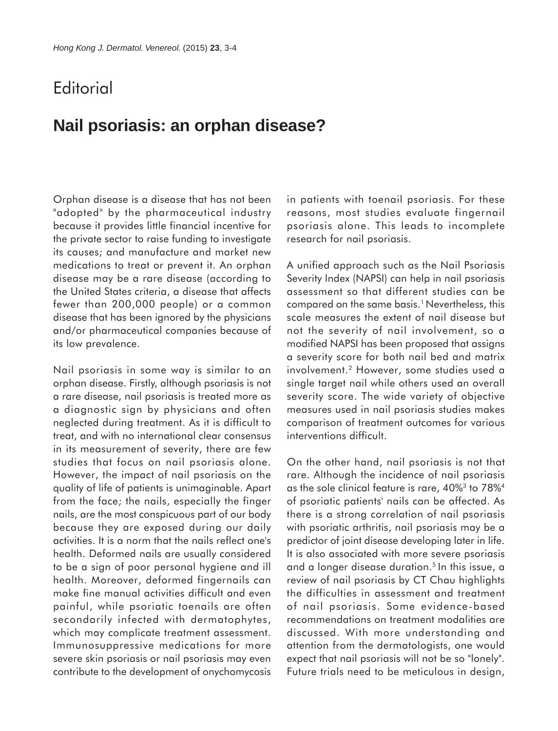# Editorial

## Nail psoriasis: an orphan disease?

Orphan disease is a disease that has not been "adopted" by the pharmaceutical industry because it provides little financial incentive for the private sector to raise funding to investigate its causes; and manufacture and market new medications to treat or prevent it. An orphan disease may be a rare disease (according to the United States criteria, a disease that affects fewer than 200,000 people) or a common disease that has been ignored by the physicians and/or pharmaceutical companies because of its low prevalence.

Nail psoriasis in some way is similar to an orphan disease. Firstly, although psoriasis is not a rare disease, nail psoriasis is treated more as a diagnostic sign by physicians and often neglected during treatment. As it is difficult to treat, and with no international clear consensus in its measurement of severity, there are few studies that focus on nail psoriasis alone. However, the impact of nail psoriasis on the quality of life of patients is unimaginable. Apart from the face; the nails, especially the finger nails, are the most conspicuous part of our body because they are exposed during our daily activities. It is a norm that the nails reflect one's health. Deformed nails are usually considered to be a sign of poor personal hygiene and ill health. Moreover, deformed fingernails can make fine manual activities difficult and even painful, while psoriatic toenails are often secondarily infected with dermatophytes, which may complicate treatment assessment. Immunosuppressive medications for more severe skin psoriasis or nail psoriasis may even contribute to the development of onychomycosis in patients with toenail psoriasis. For these reasons, most studies evaluate fingernail psoriasis alone. This leads to incomplete research for nail psoriasis.

A unified approach such as the Nail Psoriasis Severity Index (NAPSI) can help in nail psoriasis assessment so that different studies can be compared on the same basis.[1] Nevertheless, this scale measures the extent of nail disease but not the severity of nail involvement, so a modified NAPSI has been proposed that assigns a severity score for both nail bed and matrix involvement.[2] However, some studies used a single target nail while others used an overall severity score. The wide variety of objective measures used in nail psoriasis studies makes comparison of treatment outcomes for various interventions difficult.

On the other hand, nail psoriasis is not that rare. Although the incidence of nail psoriasis as the sole clinical feature is rare, 40%[3] to 78%[4] of psoriatic patients' nails can be affected. As there is a strong correlation of nail psoriasis with psoriatic arthritis, nail psoriasis may be a predictor of joint disease developing later in life. It is also associated with more severe psoriasis and a longer disease duration.[5] In this issue, a review of nail psoriasis by CT Chau highlights the difficulties in assessment and treatment of nail psoriasis. Some evidence-based recommendations on treatment modalities are discussed. With more understanding and attention from the dermatologists, one would expect that nail psoriasis will not be so "lonely". Future trials need to be meticulous in design,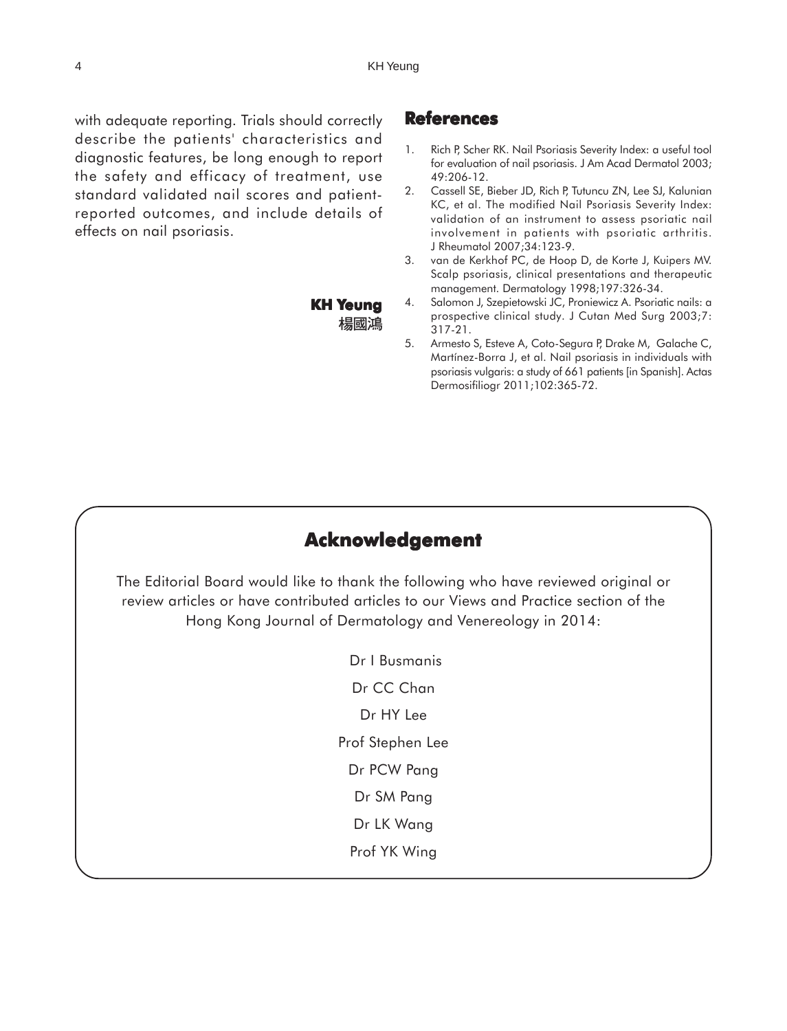with adequate reporting. Trials should correctly describe the patients' characteristics and diagnostic features, be long enough to report the safety and efficacy of treatment, use standard validated nail scores and patient-reported outcomes, and include details of effects on nail psoriasis.

**KH Yeung**
**楊國鴻**

## References

1. Rich P, Scher RK. Nail Psoriasis Severity Index: a useful tool for evaluation of nail psoriasis. J Am Acad Dermatol 2003; 49:206-12.
2. Cassell SE, Bieber JD, Rich P, Tutuncu ZN, Lee SJ, Kalunian KC, et al. The modified Nail Psoriasis Severity Index: validation of an instrument to assess psoriatic nail involvement in patients with psoriatic arthritis. J Rheumatol 2007;34:123-9.
3. van de Kerkhof PC, de Hoop D, de Korte J, Kuipers MV. Scalp psoriasis, clinical presentations and therapeutic management. Dermatology 1998;197:326-34.
4. Salomon J, Szepietowski JC, Proniewicz A. Psoriatic nails: a prospective clinical study. J Cutan Med Surg 2003;7: 317-21.
5. Armesto S, Esteve A, Coto-Segura P, Drake M, Galache C, Martínez-Borra J, et al. Nail psoriasis in individuals with psoriasis vulgaris: a study of 661 patients [in Spanish]. Actas Dermosifiliogr 2011;102:365-72.

## Acknowledgement

The Editorial Board would like to thank the following who have reviewed original or review articles or have contributed articles to our Views and Practice section of the Hong Kong Journal of Dermatology and Venereology in 2014:

Dr I Busmanis

Dr CC Chan

Dr HY Lee

Prof Stephen Lee

Dr PCW Pang

Dr SM Pang

Dr LK Wang

Prof YK Wing